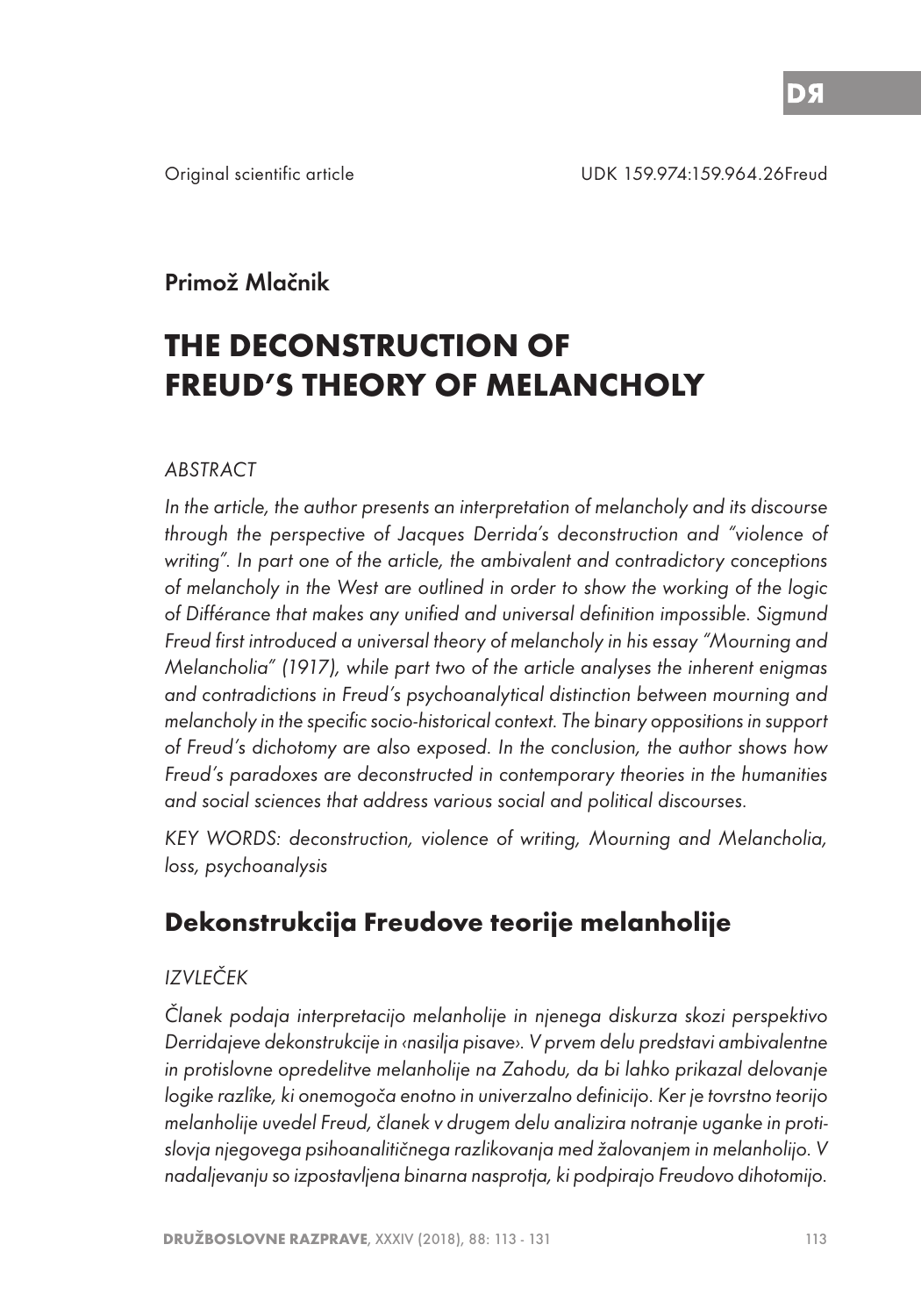Original scientific article

UDK 159.974:159.964.26Freud

Primož Mlačnik

# THE DECONSTRUCTION OF FREUD'S THEORY OF MELANCHOLY

*ABSTRACT*

*In the article, the author presents an interpretation of melancholy and its discourse through the perspective of Jacques Derrida's deconstruction and "violence of writing". In part one of the article, the ambivalent and contradictory conceptions of melancholy in the West are outlined in order to show the working of the logic of Différance that makes any unified and universal definition impossible. Sigmund Freud first introduced a universal theory of melancholy in his essay "Mourning and Melancholia" (1917), while part two of the article analyses the inherent enigmas and contradictions in Freud's psychoanalytical distinction between mourning and melancholy in the specific socio-historical context. The binary oppositions in support of Freud's dichotomy are also exposed. In the conclusion, the author shows how Freud's paradoxes are deconstructed in contemporary theories in the humanities and social sciences that address various social and political discourses.*

*KEY WORDS: deconstruction, violence of writing, Mourning and Melancholia, loss, psychoanalysis*

## Dekonstrukcija Freudove teorije melanholije

*IZVLEČEK*

*Članek podaja interpretacijo melanholije in njenega diskurza skozi perspektivo Derridajeve dekonstrukcije in ‹nasilja pisave›. V prvem delu predstavi ambivalentne in protislovne opredelitve melanholije na Zahodu, da bi lahko prikazal delovanje logike razlike, ki onemogoča enotno in univerzalno definicijo. Ker je tovrstno teorijo melanholije uvedel Freud, članek v drugem delu analizira notranje uganke in protislovja njegovega psihoanalitičnega razlikovanja med žalovanjem in melanholijo. V nadaljevanju so izpostavljena binarna nasprotja, ki podpirajo Freudovo dihotomijo.*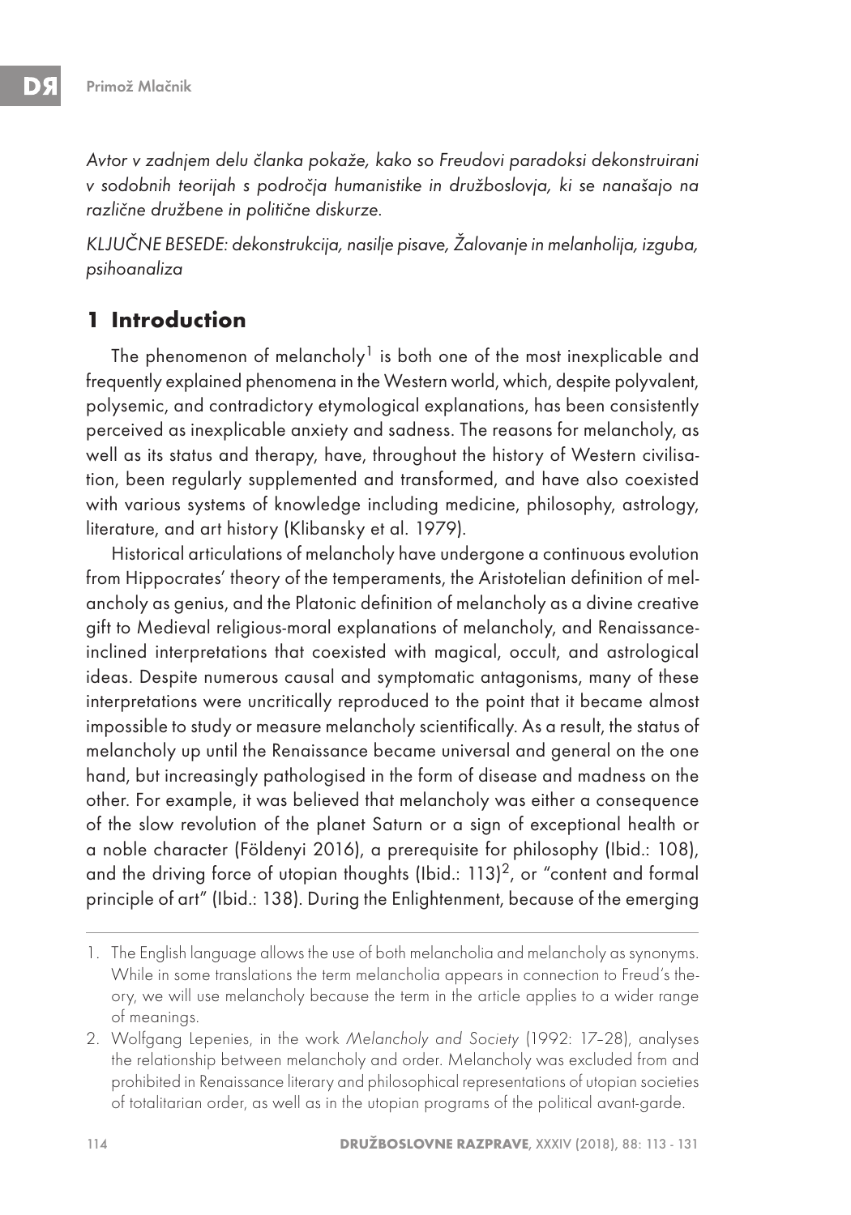*Avtor v zadnjem delu članka pokaže, kako so Freudovi paradoksi dekonstruirani v sodobnih teorijah s področja humanistike in družboslovja, ki se nanašajo na različne družbene in politične diskurze.*

*KLJUČNE BESEDE: dekonstrukcija, nasilje pisave, Žalovanje in melanholija, izguba, psihoanaliza*

## 1 Introduction

The phenomenon of melancholy[1] is both one of the most inexplicable and frequently explained phenomena in the Western world, which, despite polyvalent, polysemic, and contradictory etymological explanations, has been consistently perceived as inexplicable anxiety and sadness. The reasons for melancholy, as well as its status and therapy, have, throughout the history of Western civilisation, been regularly supplemented and transformed, and have also coexisted with various systems of knowledge including medicine, philosophy, astrology, literature, and art history (Klibansky et al. 1979).

Historical articulations of melancholy have undergone a continuous evolution from Hippocrates' theory of the temperaments, the Aristotelian definition of melancholy as genius, and the Platonic definition of melancholy as a divine creative gift to Medieval religious-moral explanations of melancholy, and Renaissance-inclined interpretations that coexisted with magical, occult, and astrological ideas. Despite numerous causal and symptomatic antagonisms, many of these interpretations were uncritically reproduced to the point that it became almost impossible to study or measure melancholy scientifically. As a result, the status of melancholy up until the Renaissance became universal and general on the one hand, but increasingly pathologised in the form of disease and madness on the other. For example, it was believed that melancholy was either a consequence of the slow revolution of the planet Saturn or a sign of exceptional health or a noble character (Földenyi 2016), a prerequisite for philosophy (Ibid.: 108), and the driving force of utopian thoughts (Ibid.: 113)[2], or "content and formal principle of art" (Ibid.: 138). During the Enlightenment, because of the emerging

1. The English language allows the use of both melancholia and melancholy as synonyms. While in some translations the term melancholia appears in connection to Freud's theory, we will use melancholy because the term in the article applies to a wider range of meanings.
2. Wolfgang Lepenies, in the work *Melancholy and Society* (1992: 17–28), analyses the relationship between melancholy and order. Melancholy was excluded from and prohibited in Renaissance literary and philosophical representations of utopian societies of totalitarian order, as well as in the utopian programs of the political avant-garde.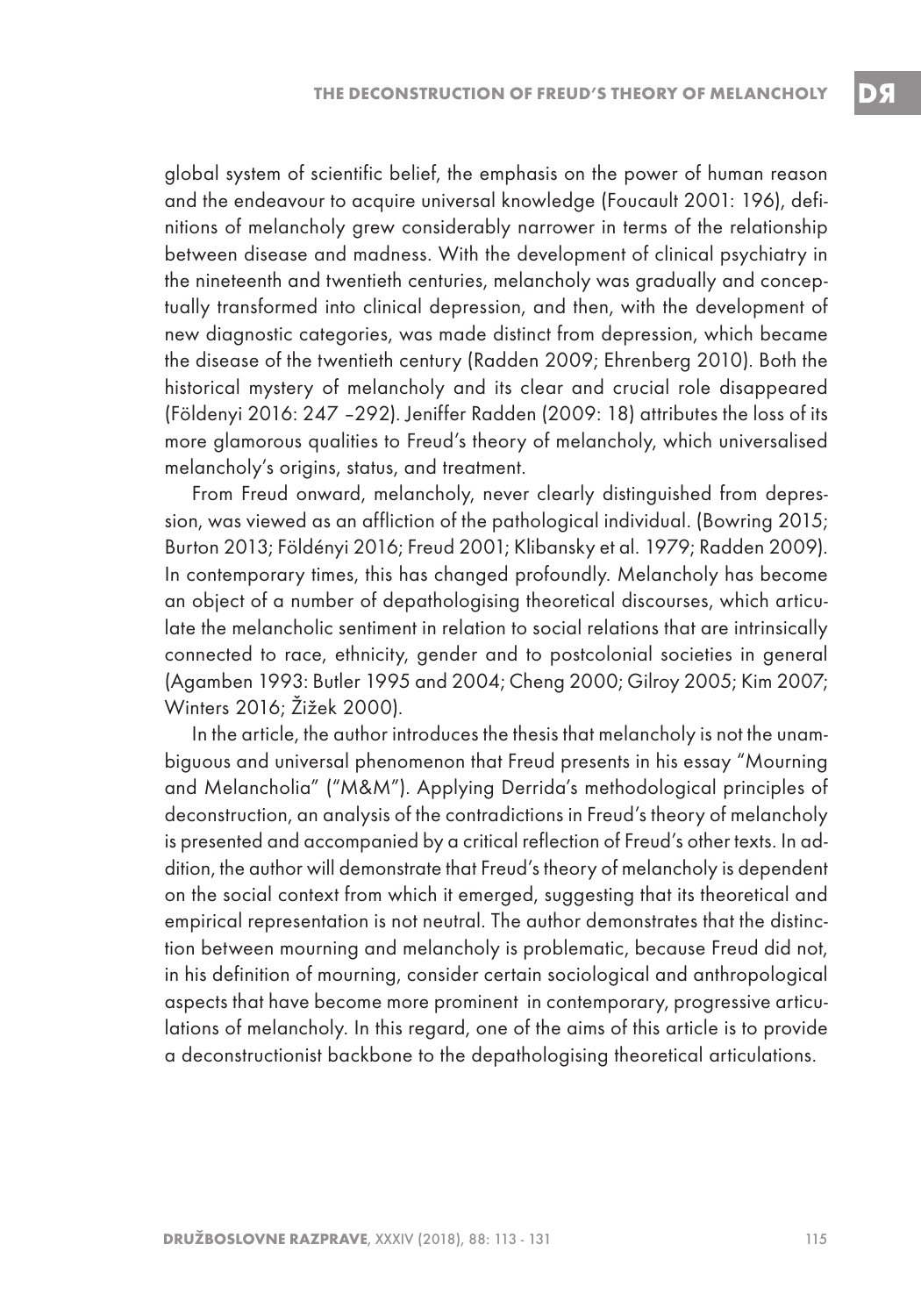global system of scientific belief, the emphasis on the power of human reason and the endeavour to acquire universal knowledge (Foucault 2001: 196), definitions of melancholy grew considerably narrower in terms of the relationship between disease and madness. With the development of clinical psychiatry in the nineteenth and twentieth centuries, melancholy was gradually and conceptually transformed into clinical depression, and then, with the development of new diagnostic categories, was made distinct from depression, which became the disease of the twentieth century (Radden 2009; Ehrenberg 2010). Both the historical mystery of melancholy and its clear and crucial role disappeared (Földenyi 2016: 247 –292). Jeniffer Radden (2009: 18) attributes the loss of its more glamorous qualities to Freud's theory of melancholy, which universalised melancholy's origins, status, and treatment.

From Freud onward, melancholy, never clearly distinguished from depression, was viewed as an affliction of the pathological individual. (Bowring 2015; Burton 2013; Földényi 2016; Freud 2001; Klibansky et al. 1979; Radden 2009). In contemporary times, this has changed profoundly. Melancholy has become an object of a number of depathologising theoretical discourses, which articulate the melancholic sentiment in relation to social relations that are intrinsically connected to race, ethnicity, gender and to postcolonial societies in general (Agamben 1993: Butler 1995 and 2004; Cheng 2000; Gilroy 2005; Kim 2007; Winters 2016; Žižek 2000).

In the article, the author introduces the thesis that melancholy is not the unambiguous and universal phenomenon that Freud presents in his essay "Mourning and Melancholia" ("M&M"). Applying Derrida's methodological principles of deconstruction, an analysis of the contradictions in Freud's theory of melancholy is presented and accompanied by a critical reflection of Freud's other texts. In addition, the author will demonstrate that Freud's theory of melancholy is dependent on the social context from which it emerged, suggesting that its theoretical and empirical representation is not neutral. The author demonstrates that the distinction between mourning and melancholy is problematic, because Freud did not, in his definition of mourning, consider certain sociological and anthropological aspects that have become more prominent in contemporary, progressive articulations of melancholy. In this regard, one of the aims of this article is to provide a deconstructionist backbone to the depathologising theoretical articulations.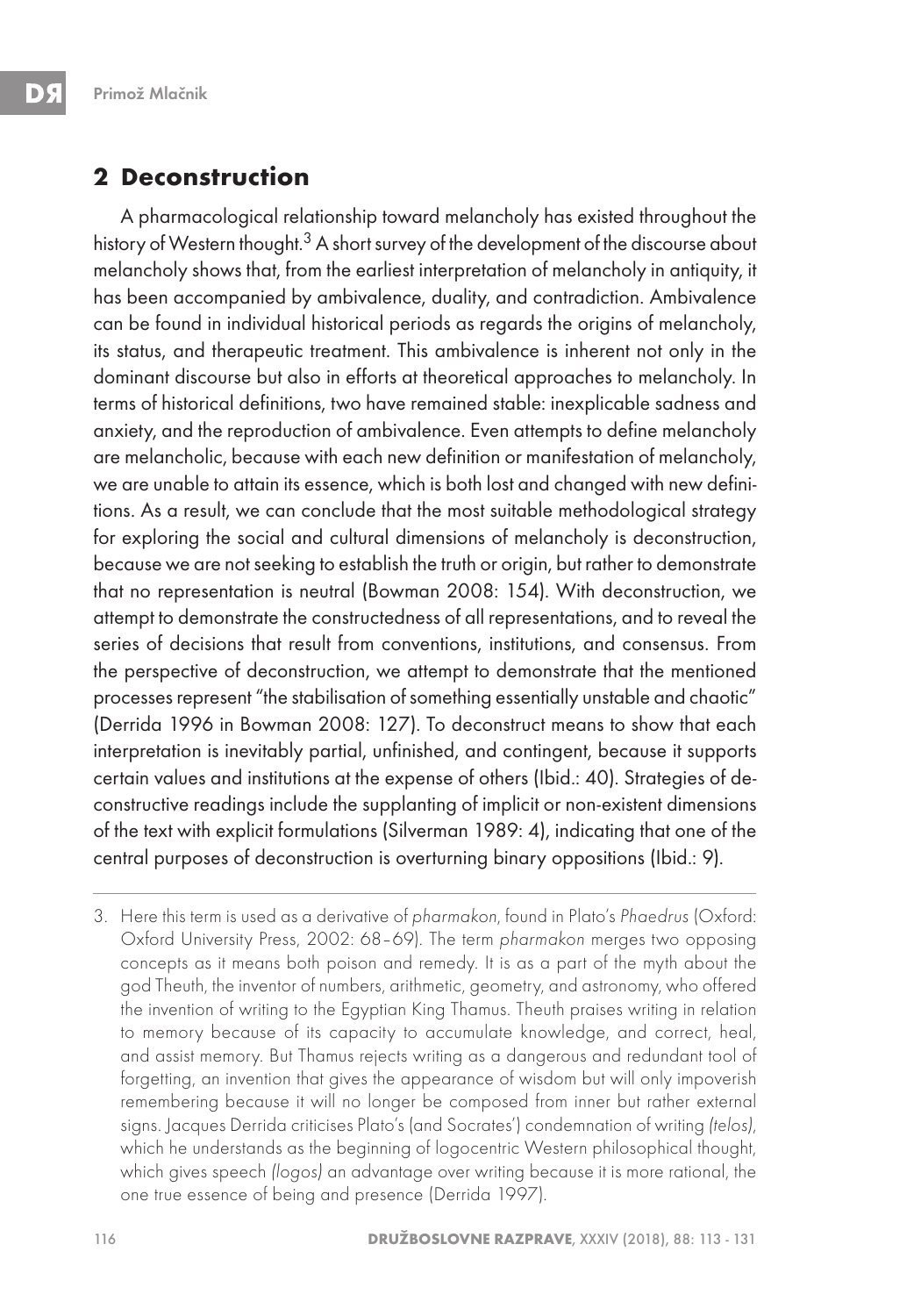## 2 Deconstruction

A pharmacological relationship toward melancholy has existed throughout the history of Western thought.[3] A short survey of the development of the discourse about melancholy shows that, from the earliest interpretation of melancholy in antiquity, it has been accompanied by ambivalence, duality, and contradiction. Ambivalence can be found in individual historical periods as regards the origins of melancholy, its status, and therapeutic treatment. This ambivalence is inherent not only in the dominant discourse but also in efforts at theoretical approaches to melancholy. In terms of historical definitions, two have remained stable: inexplicable sadness and anxiety, and the reproduction of ambivalence. Even attempts to define melancholy are melancholic, because with each new definition or manifestation of melancholy, we are unable to attain its essence, which is both lost and changed with new definitions. As a result, we can conclude that the most suitable methodological strategy for exploring the social and cultural dimensions of melancholy is deconstruction, because we are not seeking to establish the truth or origin, but rather to demonstrate that no representation is neutral (Bowman 2008: 154). With deconstruction, we attempt to demonstrate the constructedness of all representations, and to reveal the series of decisions that result from conventions, institutions, and consensus. From the perspective of deconstruction, we attempt to demonstrate that the mentioned processes represent "the stabilisation of something essentially unstable and chaotic" (Derrida 1996 in Bowman 2008: 127). To deconstruct means to show that each interpretation is inevitably partial, unfinished, and contingent, because it supports certain values and institutions at the expense of others (Ibid.: 40). Strategies of deconstructive readings include the supplanting of implicit or non-existent dimensions of the text with explicit formulations (Silverman 1989: 4), indicating that one of the central purposes of deconstruction is overturning binary oppositions (Ibid.: 9).

---

3. Here this term is used as a derivative of *pharmakon*, found in Plato's *Phaedrus* (Oxford: Oxford University Press, 2002: 68–69). The term *pharmakon* merges two opposing concepts as it means both poison and remedy. It is as a part of the myth about the god Theuth, the inventor of numbers, arithmetic, geometry, and astronomy, who offered the invention of writing to the Egyptian King Thamus. Theuth praises writing in relation to memory because of its capacity to accumulate knowledge, and correct, heal, and assist memory. But Thamus rejects writing as a dangerous and redundant tool of forgetting, an invention that gives the appearance of wisdom but will only impoverish remembering because it will no longer be composed from inner but rather external signs. Jacques Derrida criticises Plato's (and Socrates') condemnation of writing *(telos)*, which he understands as the beginning of logocentric Western philosophical thought, which gives speech *(logos)* an advantage over writing because it is more rational, the one true essence of being and presence (Derrida 1997).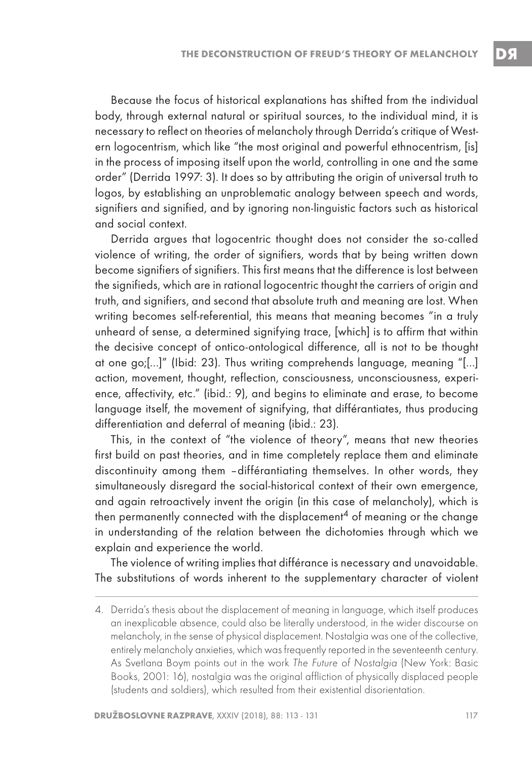Because the focus of historical explanations has shifted from the individual body, through external natural or spiritual sources, to the individual mind, it is necessary to reflect on theories of melancholy through Derrida's critique of Western logocentrism, which like "the most original and powerful ethnocentrism, [is] in the process of imposing itself upon the world, controlling in one and the same order" (Derrida 1997: 3). It does so by attributing the origin of universal truth to logos, by establishing an unproblematic analogy between speech and words, signifiers and signified, and by ignoring non-linguistic factors such as historical and social context.

Derrida argues that logocentric thought does not consider the so-called violence of writing, the order of signifiers, words that by being written down become signifiers of signifiers. This first means that the difference is lost between the signifieds, which are in rational logocentric thought the carriers of origin and truth, and signifiers, and second that absolute truth and meaning are lost. When writing becomes self-referential, this means that meaning becomes "in a truly unheard of sense, a determined signifying trace, [which] is to affirm that within the decisive concept of ontico-ontological difference, all is not to be thought at one go;[...]" (Ibid: 23). Thus writing comprehends language, meaning "[...] action, movement, thought, reflection, consciousness, unconsciousness, experience, affectivity, etc." (ibid.: 9), and begins to eliminate and erase, to become language itself, the movement of signifying, that différantiates, thus producing differentiation and deferral of meaning (ibid.: 23).

This, in the context of "the violence of theory", means that new theories first build on past theories, and in time completely replace them and eliminate discontinuity among them –différantiating themselves. In other words, they simultaneously disregard the social-historical context of their own emergence, and again retroactively invent the origin (in this case of melancholy), which is then permanently connected with the displacement[4] of meaning or the change in understanding of the relation between the dichotomies through which we explain and experience the world.

The violence of writing implies that différance is necessary and unavoidable. The substitutions of words inherent to the supplementary character of violent

---

4. Derrida's thesis about the displacement of meaning in language, which itself produces an inexplicable absence, could also be literally understood, in the wider discourse on melancholy, in the sense of physical displacement. Nostalgia was one of the collective, entirely melancholy anxieties, which was frequently reported in the seventeenth century. As Svetlana Boym points out in the work *The Future of Nostalgia* (New York: Basic Books, 2001: 16), nostalgia was the original affliction of physically displaced people (students and soldiers), which resulted from their existential disorientation.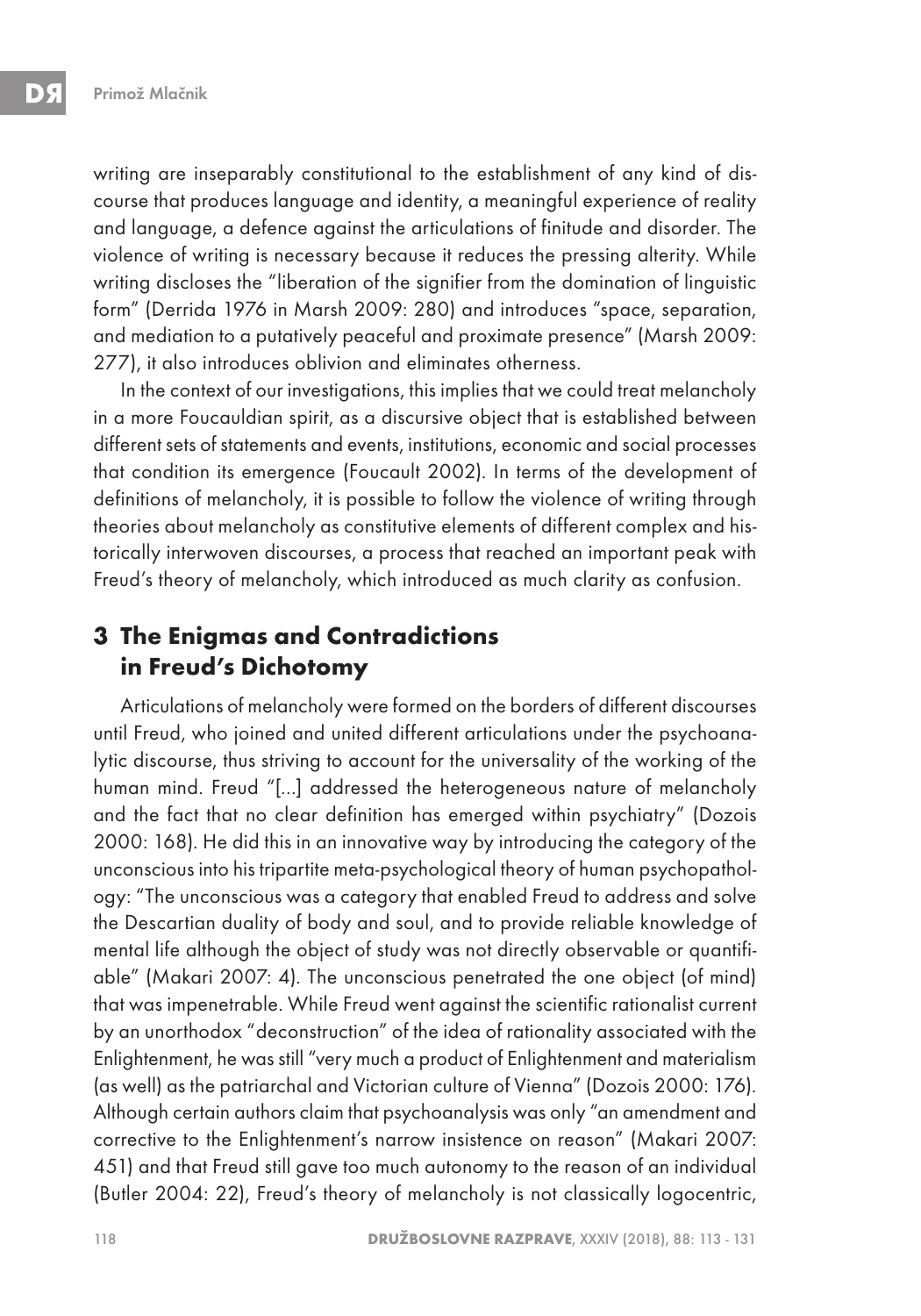writing are inseparably constitutional to the establishment of any kind of discourse that produces language and identity, a meaningful experience of reality and language, a defence against the articulations of finitude and disorder. The violence of writing is necessary because it reduces the pressing alterity. While writing discloses the "liberation of the signifier from the domination of linguistic form" (Derrida 1976 in Marsh 2009: 280) and introduces "space, separation, and mediation to a putatively peaceful and proximate presence" (Marsh 2009: 277), it also introduces oblivion and eliminates otherness.

In the context of our investigations, this implies that we could treat melancholy in a more Foucauldian spirit, as a discursive object that is established between different sets of statements and events, institutions, economic and social processes that condition its emergence (Foucault 2002). In terms of the development of definitions of melancholy, it is possible to follow the violence of writing through theories about melancholy as constitutive elements of different complex and historically interwoven discourses, a process that reached an important peak with Freud's theory of melancholy, which introduced as much clarity as confusion.

## 3 The Enigmas and Contradictions in Freud's Dichotomy

Articulations of melancholy were formed on the borders of different discourses until Freud, who joined and united different articulations under the psychoanalytic discourse, thus striving to account for the universality of the working of the human mind. Freud "[...] addressed the heterogeneous nature of melancholy and the fact that no clear definition has emerged within psychiatry" (Dozois 2000: 168). He did this in an innovative way by introducing the category of the unconscious into his tripartite meta-psychological theory of human psychopathology: "The unconscious was a category that enabled Freud to address and solve the Descartian duality of body and soul, and to provide reliable knowledge of mental life although the object of study was not directly observable or quantifiable" (Makari 2007: 4). The unconscious penetrated the one object (of mind) that was impenetrable. While Freud went against the scientific rationalist current by an unorthodox "deconstruction" of the idea of rationality associated with the Enlightenment, he was still "very much a product of Enlightenment and materialism (as well) as the patriarchal and Victorian culture of Vienna" (Dozois 2000: 176). Although certain authors claim that psychoanalysis was only "an amendment and corrective to the Enlightenment's narrow insistence on reason" (Makari 2007: 451) and that Freud still gave too much autonomy to the reason of an individual (Butler 2004: 22), Freud's theory of melancholy is not classically logocentric,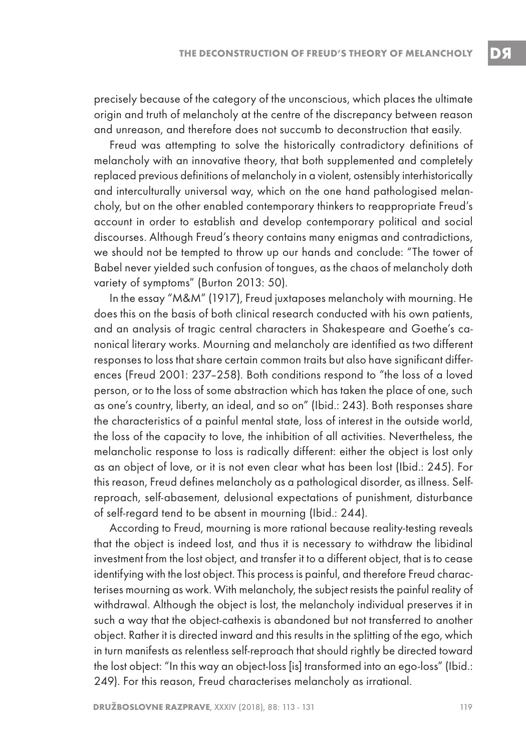precisely because of the category of the unconscious, which places the ultimate origin and truth of melancholy at the centre of the discrepancy between reason and unreason, and therefore does not succumb to deconstruction that easily.

Freud was attempting to solve the historically contradictory definitions of melancholy with an innovative theory, that both supplemented and completely replaced previous definitions of melancholy in a violent, ostensibly interhistorically and interculturally universal way, which on the one hand pathologised melancholy, but on the other enabled contemporary thinkers to reappropriate Freud's account in order to establish and develop contemporary political and social discourses. Although Freud's theory contains many enigmas and contradictions, we should not be tempted to throw up our hands and conclude: "The tower of Babel never yielded such confusion of tongues, as the chaos of melancholy doth variety of symptoms" (Burton 2013: 50).

In the essay "M&M" (1917), Freud juxtaposes melancholy with mourning. He does this on the basis of both clinical research conducted with his own patients, and an analysis of tragic central characters in Shakespeare and Goethe's canonical literary works. Mourning and melancholy are identified as two different responses to loss that share certain common traits but also have significant differences (Freud 2001: 237–258). Both conditions respond to "the loss of a loved person, or to the loss of some abstraction which has taken the place of one, such as one's country, liberty, an ideal, and so on" (Ibid.: 243). Both responses share the characteristics of a painful mental state, loss of interest in the outside world, the loss of the capacity to love, the inhibition of all activities. Nevertheless, the melancholic response to loss is radically different: either the object is lost only as an object of love, or it is not even clear what has been lost (Ibid.: 245). For this reason, Freud defines melancholy as a pathological disorder, as illness. Self-reproach, self-abasement, delusional expectations of punishment, disturbance of self-regard tend to be absent in mourning (Ibid.: 244).

According to Freud, mourning is more rational because reality-testing reveals that the object is indeed lost, and thus it is necessary to withdraw the libidinal investment from the lost object, and transfer it to a different object, that is to cease identifying with the lost object. This process is painful, and therefore Freud characterises mourning as work. With melancholy, the subject resists the painful reality of withdrawal. Although the object is lost, the melancholy individual preserves it in such a way that the object-cathexis is abandoned but not transferred to another object. Rather it is directed inward and this results in the splitting of the ego, which in turn manifests as relentless self-reproach that should rightly be directed toward the lost object: "In this way an object-loss [is] transformed into an ego-loss" (Ibid.: 249). For this reason, Freud characterises melancholy as irrational.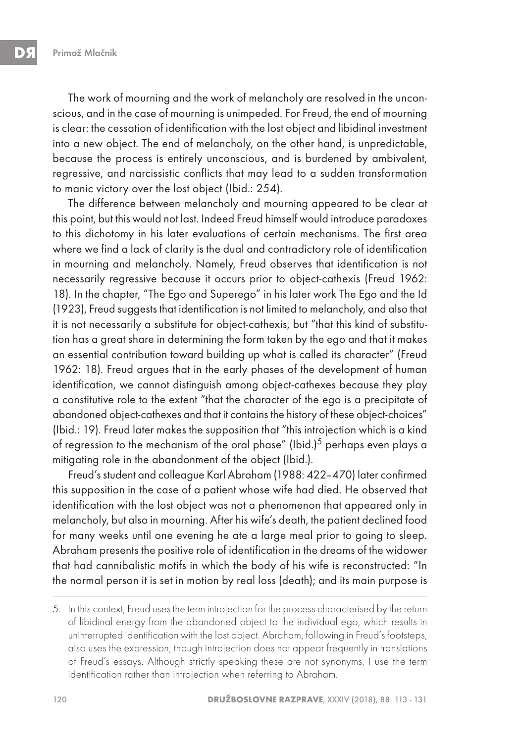The work of mourning and the work of melancholy are resolved in the unconscious, and in the case of mourning is unimpeded. For Freud, the end of mourning is clear: the cessation of identification with the lost object and libidinal investment into a new object. The end of melancholy, on the other hand, is unpredictable, because the process is entirely unconscious, and is burdened by ambivalent, regressive, and narcissistic conflicts that may lead to a sudden transformation to manic victory over the lost object (Ibid.: 254).

The difference between melancholy and mourning appeared to be clear at this point, but this would not last. Indeed Freud himself would introduce paradoxes to this dichotomy in his later evaluations of certain mechanisms. The first area where we find a lack of clarity is the dual and contradictory role of identification in mourning and melancholy. Namely, Freud observes that identification is not necessarily regressive because it occurs prior to object-cathexis (Freud 1962: 18). In the chapter, "The Ego and Superego" in his later work The Ego and the Id (1923), Freud suggests that identification is not limited to melancholy, and also that it is not necessarily a substitute for object-cathexis, but "that this kind of substitution has a great share in determining the form taken by the ego and that it makes an essential contribution toward building up what is called its character" (Freud 1962: 18). Freud argues that in the early phases of the development of human identification, we cannot distinguish among object-cathexes because they play a constitutive role to the extent "that the character of the ego is a precipitate of abandoned object-cathexes and that it contains the history of these object-choices" (Ibid.: 19). Freud later makes the supposition that "this introjection which is a kind of regression to the mechanism of the oral phase" (Ibid.)[5] perhaps even plays a mitigating role in the abandonment of the object (Ibid.).

Freud's student and colleague Karl Abraham (1988: 422–470) later confirmed this supposition in the case of a patient whose wife had died. He observed that identification with the lost object was not a phenomenon that appeared only in melancholy, but also in mourning. After his wife's death, the patient declined food for many weeks until one evening he ate a large meal prior to going to sleep. Abraham presents the positive role of identification in the dreams of the widower that had cannibalistic motifs in which the body of his wife is reconstructed: "In the normal person it is set in motion by real loss (death); and its main purpose is

---

5. In this context, Freud uses the term introjection for the process characterised by the return of libidinal energy from the abandoned object to the individual ego, which results in uninterrupted identification with the lost object. Abraham, following in Freud's footsteps, also uses the expression, though introjection does not appear frequently in translations of Freud's essays. Although strictly speaking these are not synonyms, I use the term identification rather than introjection when referring to Abraham.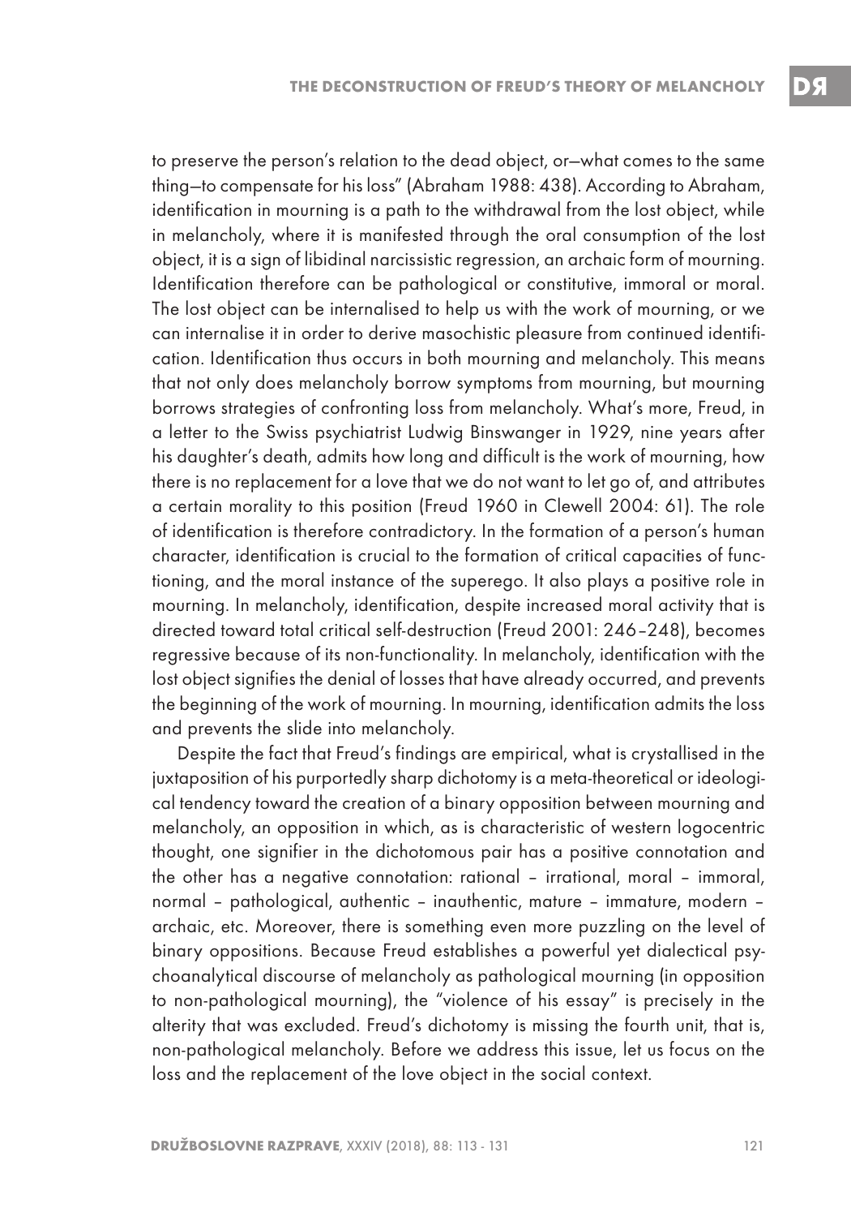to preserve the person's relation to the dead object, or—what comes to the same thing—to compensate for his loss" (Abraham 1988: 438). According to Abraham, identification in mourning is a path to the withdrawal from the lost object, while in melancholy, where it is manifested through the oral consumption of the lost object, it is a sign of libidinal narcissistic regression, an archaic form of mourning. Identification therefore can be pathological or constitutive, immoral or moral. The lost object can be internalised to help us with the work of mourning, or we can internalise it in order to derive masochistic pleasure from continued identification. Identification thus occurs in both mourning and melancholy. This means that not only does melancholy borrow symptoms from mourning, but mourning borrows strategies of confronting loss from melancholy. What's more, Freud, in a letter to the Swiss psychiatrist Ludwig Binswanger in 1929, nine years after his daughter's death, admits how long and difficult is the work of mourning, how there is no replacement for a love that we do not want to let go of, and attributes a certain morality to this position (Freud 1960 in Clewell 2004: 61). The role of identification is therefore contradictory. In the formation of a person's human character, identification is crucial to the formation of critical capacities of functioning, and the moral instance of the superego. It also plays a positive role in mourning. In melancholy, identification, despite increased moral activity that is directed toward total critical self-destruction (Freud 2001: 246–248), becomes regressive because of its non-functionality. In melancholy, identification with the lost object signifies the denial of losses that have already occurred, and prevents the beginning of the work of mourning. In mourning, identification admits the loss and prevents the slide into melancholy.

Despite the fact that Freud's findings are empirical, what is crystallised in the juxtaposition of his purportedly sharp dichotomy is a meta-theoretical or ideological tendency toward the creation of a binary opposition between mourning and melancholy, an opposition in which, as is characteristic of western logocentric thought, one signifier in the dichotomous pair has a positive connotation and the other has a negative connotation: rational – irrational, moral – immoral, normal – pathological, authentic – inauthentic, mature – immature, modern – archaic, etc. Moreover, there is something even more puzzling on the level of binary oppositions. Because Freud establishes a powerful yet dialectical psychoanalytical discourse of melancholy as pathological mourning (in opposition to non-pathological mourning), the "violence of his essay" is precisely in the alterity that was excluded. Freud's dichotomy is missing the fourth unit, that is, non-pathological melancholy. Before we address this issue, let us focus on the loss and the replacement of the love object in the social context.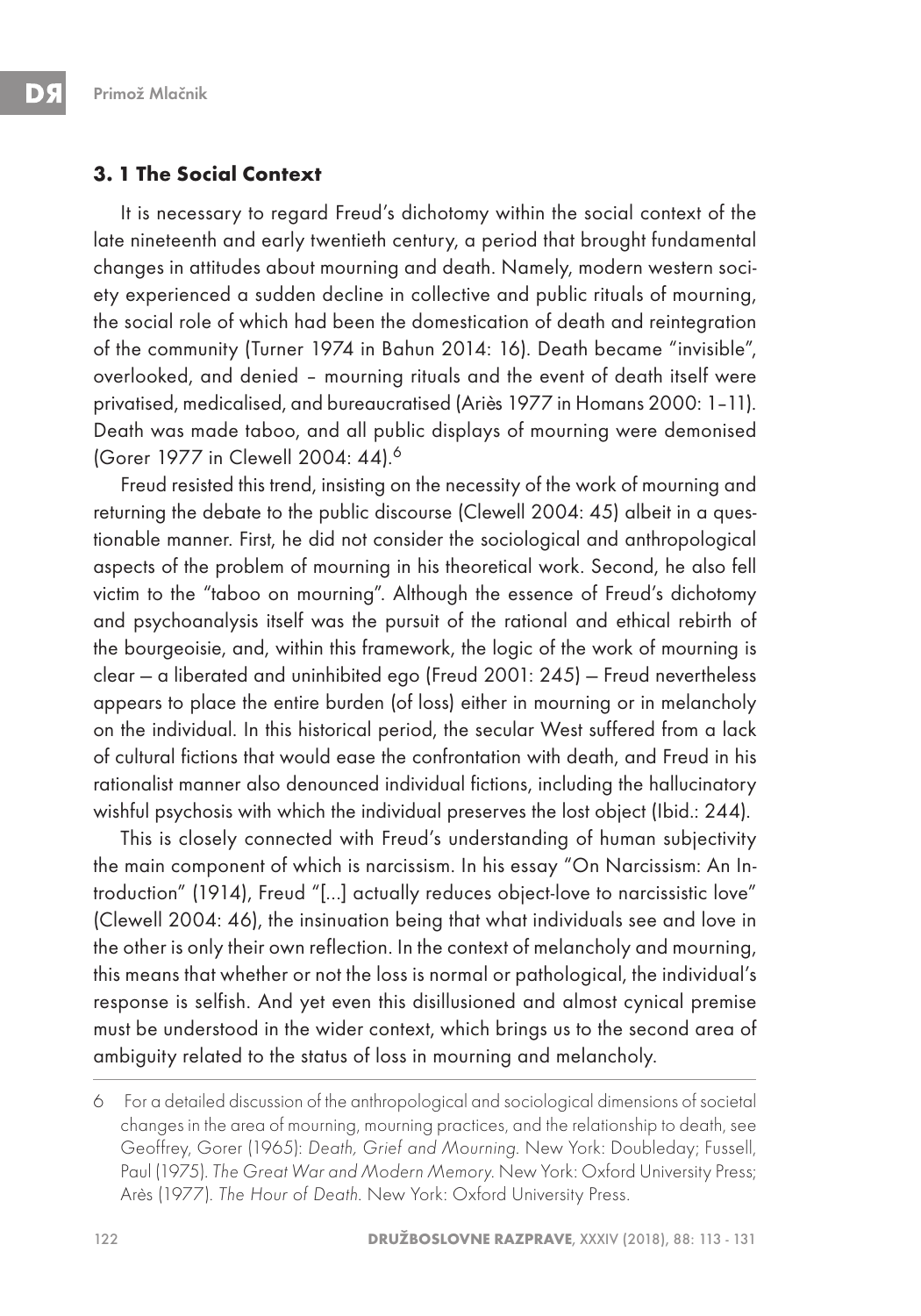### 3. 1 The Social Context

It is necessary to regard Freud's dichotomy within the social context of the late nineteenth and early twentieth century, a period that brought fundamental changes in attitudes about mourning and death. Namely, modern western society experienced a sudden decline in collective and public rituals of mourning, the social role of which had been the domestication of death and reintegration of the community (Turner 1974 in Bahun 2014: 16). Death became "invisible", overlooked, and denied – mourning rituals and the event of death itself were privatised, medicalised, and bureaucratised (Ariès 1977 in Homans 2000: 1–11). Death was made taboo, and all public displays of mourning were demonised (Gorer 1977 in Clewell 2004: 44).[6]

Freud resisted this trend, insisting on the necessity of the work of mourning and returning the debate to the public discourse (Clewell 2004: 45) albeit in a questionable manner. First, he did not consider the sociological and anthropological aspects of the problem of mourning in his theoretical work. Second, he also fell victim to the "taboo on mourning". Although the essence of Freud's dichotomy and psychoanalysis itself was the pursuit of the rational and ethical rebirth of the bourgeoisie, and, within this framework, the logic of the work of mourning is clear – a liberated and uninhibited ego (Freud 2001: 245) – Freud nevertheless appears to place the entire burden (of loss) either in mourning or in melancholy on the individual. In this historical period, the secular West suffered from a lack of cultural fictions that would ease the confrontation with death, and Freud in his rationalist manner also denounced individual fictions, including the hallucinatory wishful psychosis with which the individual preserves the lost object (Ibid.: 244).

This is closely connected with Freud's understanding of human subjectivity the main component of which is narcissism. In his essay "On Narcissism: An Introduction" (1914), Freud "[...] actually reduces object-love to narcissistic love" (Clewell 2004: 46), the insinuation being that what individuals see and love in the other is only their own reflection. In the context of melancholy and mourning, this means that whether or not the loss is normal or pathological, the individual's response is selfish. And yet even this disillusioned and almost cynical premise must be understood in the wider context, which brings us to the second area of ambiguity related to the status of loss in mourning and melancholy.

---

6 For a detailed discussion of the anthropological and sociological dimensions of societal changes in the area of mourning, mourning practices, and the relationship to death, see Geoffrey, Gorer (1965): *Death, Grief and Mourning.* New York: Doubleday; Fussell, Paul (1975). *The Great War and Modern Memory.* New York: Oxford University Press; Arès (1977). *The Hour of Death.* New York: Oxford University Press.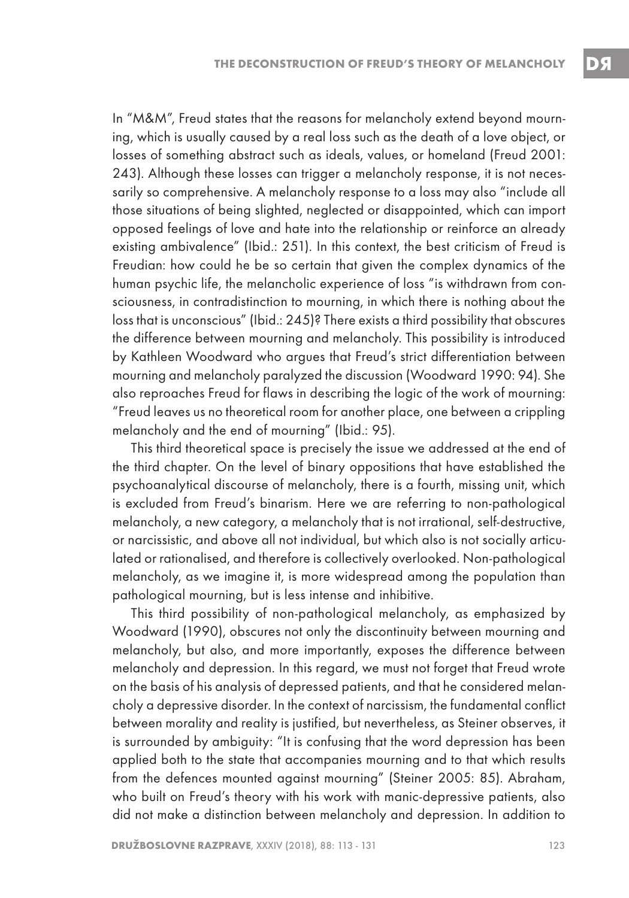In "M&M", Freud states that the reasons for melancholy extend beyond mourning, which is usually caused by a real loss such as the death of a love object, or losses of something abstract such as ideals, values, or homeland (Freud 2001: 243). Although these losses can trigger a melancholy response, it is not necessarily so comprehensive. A melancholy response to a loss may also "include all those situations of being slighted, neglected or disappointed, which can import opposed feelings of love and hate into the relationship or reinforce an already existing ambivalence" (Ibid.: 251). In this context, the best criticism of Freud is Freudian: how could he be so certain that given the complex dynamics of the human psychic life, the melancholic experience of loss "is withdrawn from consciousness, in contradistinction to mourning, in which there is nothing about the loss that is unconscious" (Ibid.: 245)? There exists a third possibility that obscures the difference between mourning and melancholy. This possibility is introduced by Kathleen Woodward who argues that Freud's strict differentiation between mourning and melancholy paralyzed the discussion (Woodward 1990: 94). She also reproaches Freud for flaws in describing the logic of the work of mourning: "Freud leaves us no theoretical room for another place, one between a crippling melancholy and the end of mourning" (Ibid.: 95).

This third theoretical space is precisely the issue we addressed at the end of the third chapter. On the level of binary oppositions that have established the psychoanalytical discourse of melancholy, there is a fourth, missing unit, which is excluded from Freud's binarism. Here we are referring to non-pathological melancholy, a new category, a melancholy that is not irrational, self-destructive, or narcissistic, and above all not individual, but which also is not socially articulated or rationalised, and therefore is collectively overlooked. Non-pathological melancholy, as we imagine it, is more widespread among the population than pathological mourning, but is less intense and inhibitive.

This third possibility of non-pathological melancholy, as emphasized by Woodward (1990), obscures not only the discontinuity between mourning and melancholy, but also, and more importantly, exposes the difference between melancholy and depression. In this regard, we must not forget that Freud wrote on the basis of his analysis of depressed patients, and that he considered melancholy a depressive disorder. In the context of narcissism, the fundamental conflict between morality and reality is justified, but nevertheless, as Steiner observes, it is surrounded by ambiguity: "It is confusing that the word depression has been applied both to the state that accompanies mourning and to that which results from the defences mounted against mourning" (Steiner 2005: 85). Abraham, who built on Freud's theory with his work with manic-depressive patients, also did not make a distinction between melancholy and depression. In addition to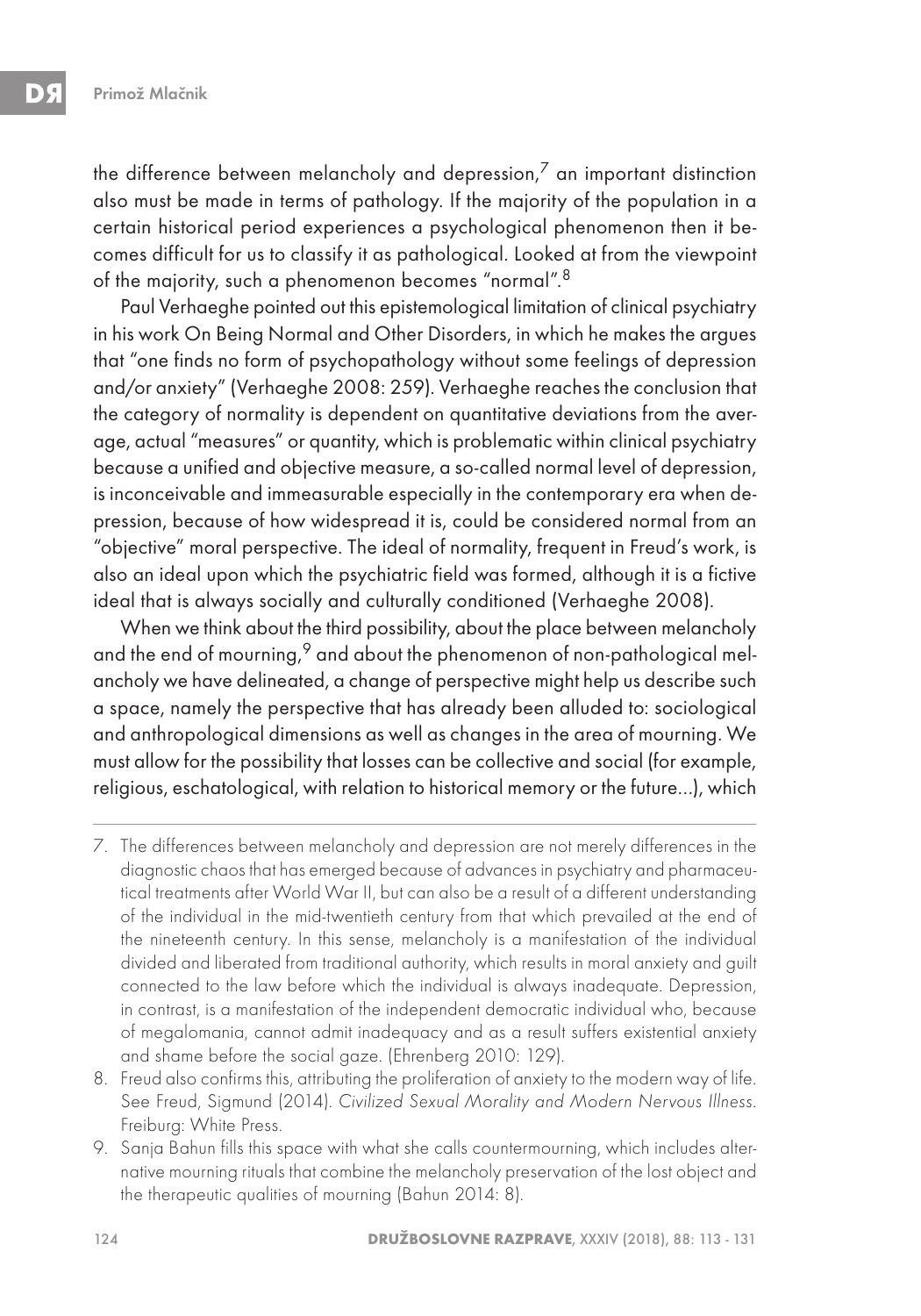the difference between melancholy and depression,[7] an important distinction also must be made in terms of pathology. If the majority of the population in a certain historical period experiences a psychological phenomenon then it becomes difficult for us to classify it as pathological. Looked at from the viewpoint of the majority, such a phenomenon becomes "normal".[8]

Paul Verhaeghe pointed out this epistemological limitation of clinical psychiatry in his work On Being Normal and Other Disorders, in which he makes the argues that "one finds no form of psychopathology without some feelings of depression and/or anxiety" (Verhaeghe 2008: 259). Verhaeghe reaches the conclusion that the category of normality is dependent on quantitative deviations from the average, actual "measures" or quantity, which is problematic within clinical psychiatry because a unified and objective measure, a so-called normal level of depression, is inconceivable and immeasurable especially in the contemporary era when depression, because of how widespread it is, could be considered normal from an "objective" moral perspective. The ideal of normality, frequent in Freud's work, is also an ideal upon which the psychiatric field was formed, although it is a fictive ideal that is always socially and culturally conditioned (Verhaeghe 2008).

When we think about the third possibility, about the place between melancholy and the end of mourning,[9] and about the phenomenon of non-pathological melancholy we have delineated, a change of perspective might help us describe such a space, namely the perspective that has already been alluded to: sociological and anthropological dimensions as well as changes in the area of mourning. We must allow for the possibility that losses can be collective and social (for example, religious, eschatological, with relation to historical memory or the future...), which

---

7. The differences between melancholy and depression are not merely differences in the diagnostic chaos that has emerged because of advances in psychiatry and pharmaceutical treatments after World War II, but can also be a result of a different understanding of the individual in the mid-twentieth century from that which prevailed at the end of the nineteenth century. In this sense, melancholy is a manifestation of the individual divided and liberated from traditional authority, which results in moral anxiety and guilt connected to the law before which the individual is always inadequate. Depression, in contrast, is a manifestation of the independent democratic individual who, because of megalomania, cannot admit inadequacy and as a result suffers existential anxiety and shame before the social gaze. (Ehrenberg 2010: 129).
8. Freud also confirms this, attributing the proliferation of anxiety to the modern way of life. See Freud, Sigmund (2014). *Civilized Sexual Morality and Modern Nervous Illness*. Freiburg: White Press.
9. Sanja Bahun fills this space with what she calls countermourning, which includes alternative mourning rituals that combine the melancholy preservation of the lost object and the therapeutic qualities of mourning (Bahun 2014: 8).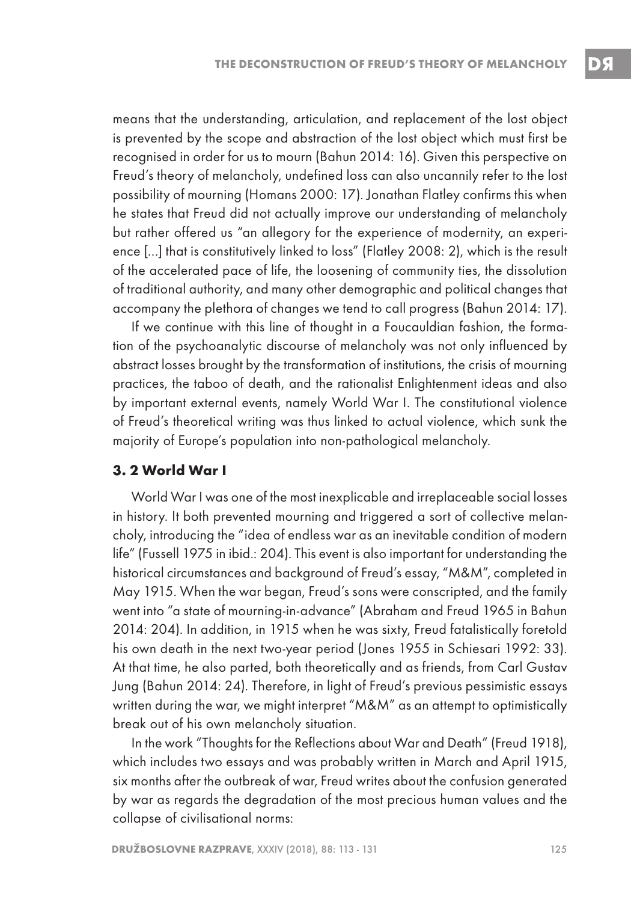means that the understanding, articulation, and replacement of the lost object is prevented by the scope and abstraction of the lost object which must first be recognised in order for us to mourn (Bahun 2014: 16). Given this perspective on Freud's theory of melancholy, undefined loss can also uncannily refer to the lost possibility of mourning (Homans 2000: 17). Jonathan Flatley confirms this when he states that Freud did not actually improve our understanding of melancholy but rather offered us "an allegory for the experience of modernity, an experience [...] that is constitutively linked to loss" (Flatley 2008: 2), which is the result of the accelerated pace of life, the loosening of community ties, the dissolution of traditional authority, and many other demographic and political changes that accompany the plethora of changes we tend to call progress (Bahun 2014: 17).

If we continue with this line of thought in a Foucauldian fashion, the formation of the psychoanalytic discourse of melancholy was not only influenced by abstract losses brought by the transformation of institutions, the crisis of mourning practices, the taboo of death, and the rationalist Enlightenment ideas and also by important external events, namely World War I. The constitutional violence of Freud's theoretical writing was thus linked to actual violence, which sunk the majority of Europe's population into non-pathological melancholy.

### 3. 2 World War I

World War I was one of the most inexplicable and irreplaceable social losses in history. It both prevented mourning and triggered a sort of collective melancholy, introducing the "idea of endless war as an inevitable condition of modern life" (Fussell 1975 in ibid.: 204). This event is also important for understanding the historical circumstances and background of Freud's essay, "M&M", completed in May 1915. When the war began, Freud's sons were conscripted, and the family went into "a state of mourning-in-advance" (Abraham and Freud 1965 in Bahun 2014: 204). In addition, in 1915 when he was sixty, Freud fatalistically foretold his own death in the next two-year period (Jones 1955 in Schiesari 1992: 33). At that time, he also parted, both theoretically and as friends, from Carl Gustav Jung (Bahun 2014: 24). Therefore, in light of Freud's previous pessimistic essays written during the war, we might interpret "M&M" as an attempt to optimistically break out of his own melancholy situation.

In the work "Thoughts for the Reflections about War and Death" (Freud 1918), which includes two essays and was probably written in March and April 1915, six months after the outbreak of war, Freud writes about the confusion generated by war as regards the degradation of the most precious human values and the collapse of civilisational norms: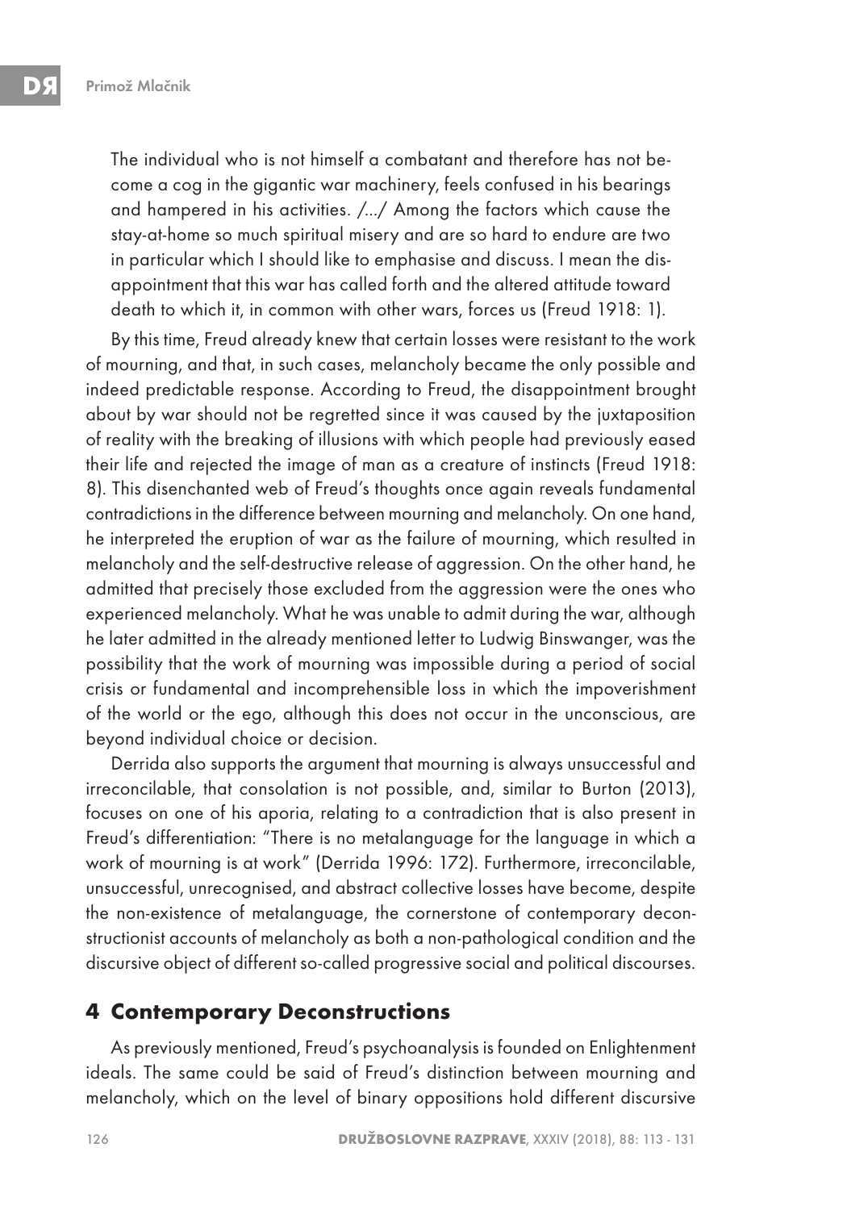> The individual who is not himself a combatant and therefore has not become a cog in the gigantic war machinery, feels confused in his bearings and hampered in his activities. /…/ Among the factors which cause the stay-at-home so much spiritual misery and are so hard to endure are two in particular which I should like to emphasise and discuss. I mean the disappointment that this war has called forth and the altered attitude toward death to which it, in common with other wars, forces us (Freud 1918: 1).

By this time, Freud already knew that certain losses were resistant to the work of mourning, and that, in such cases, melancholy became the only possible and indeed predictable response. According to Freud, the disappointment brought about by war should not be regretted since it was caused by the juxtaposition of reality with the breaking of illusions with which people had previously eased their life and rejected the image of man as a creature of instincts (Freud 1918: 8). This disenchanted web of Freud's thoughts once again reveals fundamental contradictions in the difference between mourning and melancholy. On one hand, he interpreted the eruption of war as the failure of mourning, which resulted in melancholy and the self-destructive release of aggression. On the other hand, he admitted that precisely those excluded from the aggression were the ones who experienced melancholy. What he was unable to admit during the war, although he later admitted in the already mentioned letter to Ludwig Binswanger, was the possibility that the work of mourning was impossible during a period of social crisis or fundamental and incomprehensible loss in which the impoverishment of the world or the ego, although this does not occur in the unconscious, are beyond individual choice or decision.

Derrida also supports the argument that mourning is always unsuccessful and irreconcilable, that consolation is not possible, and, similar to Burton (2013), focuses on one of his aporia, relating to a contradiction that is also present in Freud's differentiation: "There is no metalanguage for the language in which a work of mourning is at work" (Derrida 1996: 172). Furthermore, irreconcilable, unsuccessful, unrecognised, and abstract collective losses have become, despite the non-existence of metalanguage, the cornerstone of contemporary deconstructionist accounts of melancholy as both a non-pathological condition and the discursive object of different so-called progressive social and political discourses.

## 4 Contemporary Deconstructions

As previously mentioned, Freud's psychoanalysis is founded on Enlightenment ideals. The same could be said of Freud's distinction between mourning and melancholy, which on the level of binary oppositions hold different discursive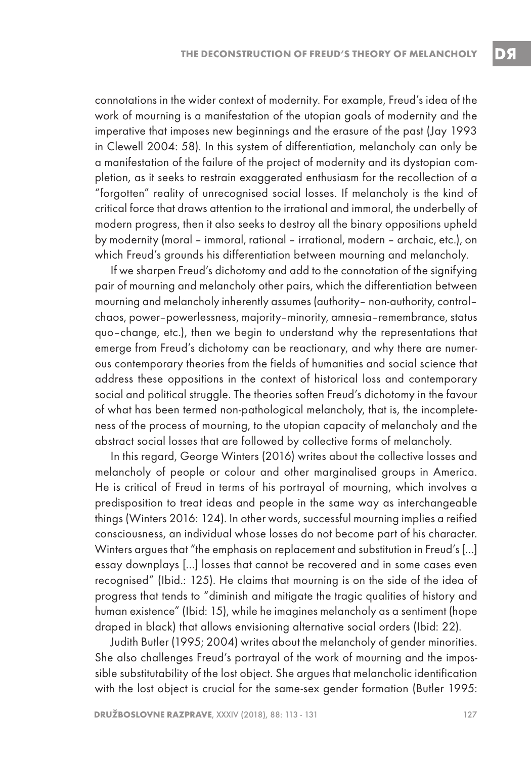connotations in the wider context of modernity. For example, Freud's idea of the work of mourning is a manifestation of the utopian goals of modernity and the imperative that imposes new beginnings and the erasure of the past (Jay 1993 in Clewell 2004: 58). In this system of differentiation, melancholy can only be a manifestation of the failure of the project of modernity and its dystopian completion, as it seeks to restrain exaggerated enthusiasm for the recollection of a "forgotten" reality of unrecognised social losses. If melancholy is the kind of critical force that draws attention to the irrational and immoral, the underbelly of modern progress, then it also seeks to destroy all the binary oppositions upheld by modernity (moral – immoral, rational – irrational, modern – archaic, etc.), on which Freud's grounds his differentiation between mourning and melancholy.

If we sharpen Freud's dichotomy and add to the connotation of the signifying pair of mourning and melancholy other pairs, which the differentiation between mourning and melancholy inherently assumes (authority– non-authority, control–chaos, power–powerlessness, majority–minority, amnesia–remembrance, status quo–change, etc.), then we begin to understand why the representations that emerge from Freud's dichotomy can be reactionary, and why there are numerous contemporary theories from the fields of humanities and social science that address these oppositions in the context of historical loss and contemporary social and political struggle. The theories soften Freud's dichotomy in the favour of what has been termed non-pathological melancholy, that is, the incompleteness of the process of mourning, to the utopian capacity of melancholy and the abstract social losses that are followed by collective forms of melancholy.

In this regard, George Winters (2016) writes about the collective losses and melancholy of people or colour and other marginalised groups in America. He is critical of Freud in terms of his portrayal of mourning, which involves a predisposition to treat ideas and people in the same way as interchangeable things (Winters 2016: 124). In other words, successful mourning implies a reified consciousness, an individual whose losses do not become part of his character. Winters argues that "the emphasis on replacement and substitution in Freud's [...] essay downplays [...] losses that cannot be recovered and in some cases even recognised" (Ibid.: 125). He claims that mourning is on the side of the idea of progress that tends to "diminish and mitigate the tragic qualities of history and human existence" (Ibid: 15), while he imagines melancholy as a sentiment (hope draped in black) that allows envisioning alternative social orders (Ibid: 22).

Judith Butler (1995; 2004) writes about the melancholy of gender minorities. She also challenges Freud's portrayal of the work of mourning and the impossible substitutability of the lost object. She argues that melancholic identification with the lost object is crucial for the same-sex gender formation (Butler 1995: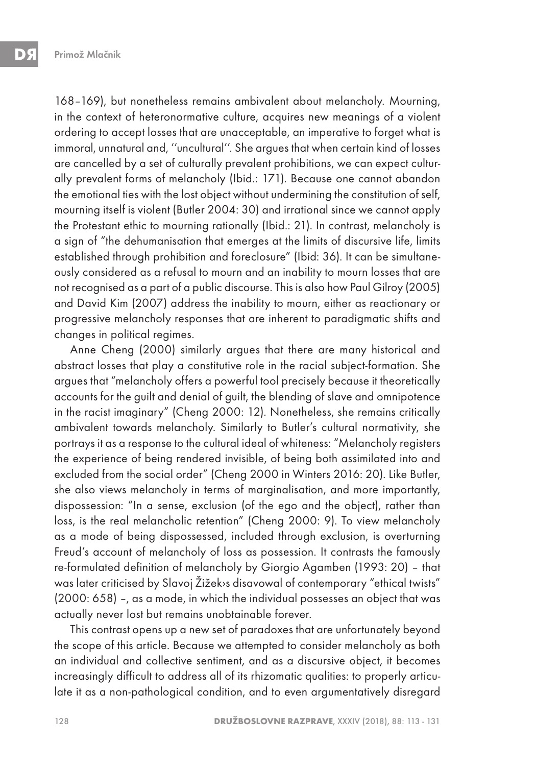168–169), but nonetheless remains ambivalent about melancholy. Mourning, in the context of heteronormative culture, acquires new meanings of a violent ordering to accept losses that are unacceptable, an imperative to forget what is immoral, unnatural and, ''uncultural''. She argues that when certain kind of losses are cancelled by a set of culturally prevalent prohibitions, we can expect culturally prevalent forms of melancholy (Ibid.: 171). Because one cannot abandon the emotional ties with the lost object without undermining the constitution of self, mourning itself is violent (Butler 2004: 30) and irrational since we cannot apply the Protestant ethic to mourning rationally (Ibid.: 21). In contrast, melancholy is a sign of "the dehumanisation that emerges at the limits of discursive life, limits established through prohibition and foreclosure" (Ibid: 36). It can be simultaneously considered as a refusal to mourn and an inability to mourn losses that are not recognised as a part of a public discourse. This is also how Paul Gilroy (2005) and David Kim (2007) address the inability to mourn, either as reactionary or progressive melancholy responses that are inherent to paradigmatic shifts and changes in political regimes.

Anne Cheng (2000) similarly argues that there are many historical and abstract losses that play a constitutive role in the racial subject-formation. She argues that "melancholy offers a powerful tool precisely because it theoretically accounts for the guilt and denial of guilt, the blending of slave and omnipotence in the racist imaginary" (Cheng 2000: 12). Nonetheless, she remains critically ambivalent towards melancholy. Similarly to Butler's cultural normativity, she portrays it as a response to the cultural ideal of whiteness: "Melancholy registers the experience of being rendered invisible, of being both assimilated into and excluded from the social order" (Cheng 2000 in Winters 2016: 20). Like Butler, she also views melancholy in terms of marginalisation, and more importantly, dispossession: "In a sense, exclusion (of the ego and the object), rather than loss, is the real melancholic retention" (Cheng 2000: 9). To view melancholy as a mode of being dispossessed, included through exclusion, is overturning Freud's account of melancholy of loss as possession. It contrasts the famously re-formulated definition of melancholy by Giorgio Agamben (1993: 20) – that was later criticised by Slavoj Žižek›s disavowal of contemporary "ethical twists" (2000: 658) –, as a mode, in which the individual possesses an object that was actually never lost but remains unobtainable forever.

This contrast opens up a new set of paradoxes that are unfortunately beyond the scope of this article. Because we attempted to consider melancholy as both an individual and collective sentiment, and as a discursive object, it becomes increasingly difficult to address all of its rhizomatic qualities: to properly articulate it as a non-pathological condition, and to even argumentatively disregard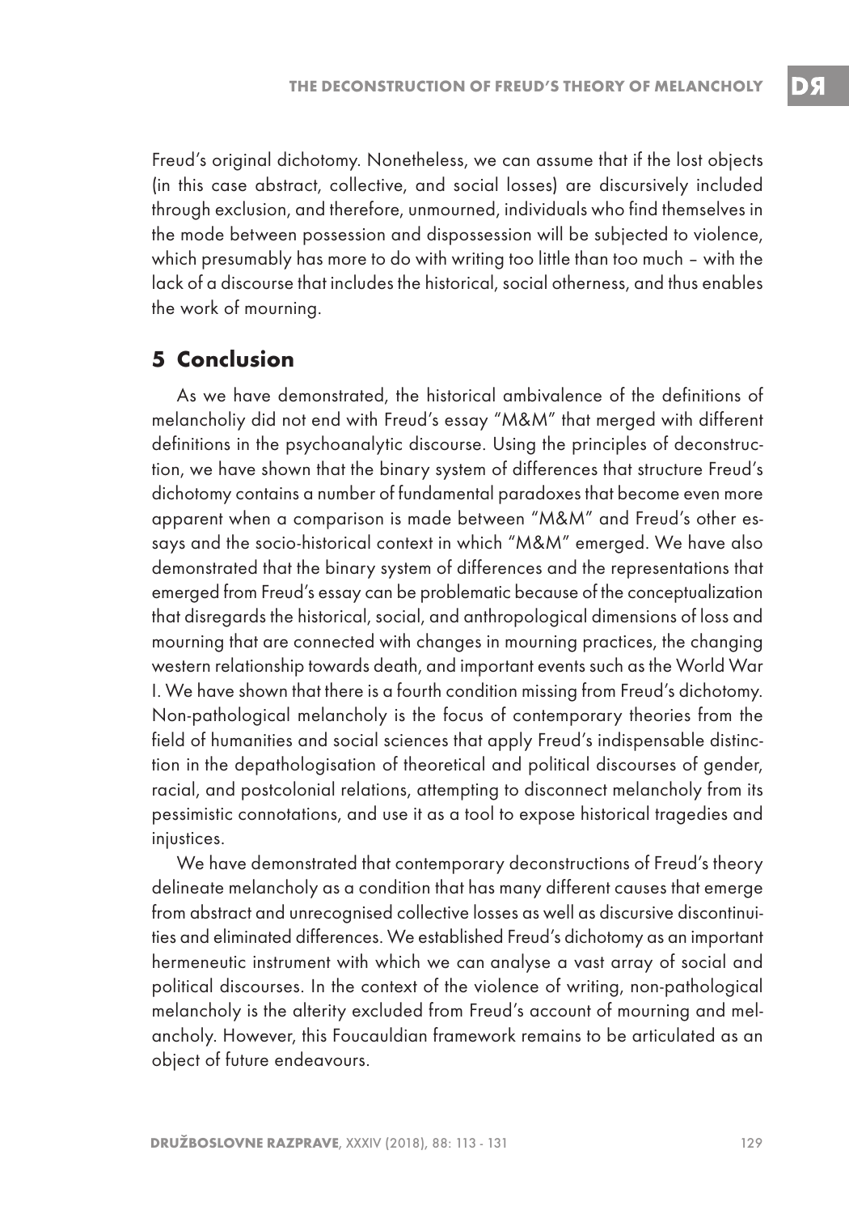Freud's original dichotomy. Nonetheless, we can assume that if the lost objects (in this case abstract, collective, and social losses) are discursively included through exclusion, and therefore, unmourned, individuals who find themselves in the mode between possession and dispossession will be subjected to violence, which presumably has more to do with writing too little than too much – with the lack of a discourse that includes the historical, social otherness, and thus enables the work of mourning.

## 5 Conclusion

As we have demonstrated, the historical ambivalence of the definitions of melancholiy did not end with Freud's essay "M&M" that merged with different definitions in the psychoanalytic discourse. Using the principles of deconstruction, we have shown that the binary system of differences that structure Freud's dichotomy contains a number of fundamental paradoxes that become even more apparent when a comparison is made between "M&M" and Freud's other essays and the socio-historical context in which "M&M" emerged. We have also demonstrated that the binary system of differences and the representations that emerged from Freud's essay can be problematic because of the conceptualization that disregards the historical, social, and anthropological dimensions of loss and mourning that are connected with changes in mourning practices, the changing western relationship towards death, and important events such as the World War I. We have shown that there is a fourth condition missing from Freud's dichotomy. Non-pathological melancholy is the focus of contemporary theories from the field of humanities and social sciences that apply Freud's indispensable distinction in the depathologisation of theoretical and political discourses of gender, racial, and postcolonial relations, attempting to disconnect melancholy from its pessimistic connotations, and use it as a tool to expose historical tragedies and injustices.

We have demonstrated that contemporary deconstructions of Freud's theory delineate melancholy as a condition that has many different causes that emerge from abstract and unrecognised collective losses as well as discursive discontinuities and eliminated differences. We established Freud's dichotomy as an important hermeneutic instrument with which we can analyse a vast array of social and political discourses. In the context of the violence of writing, non-pathological melancholy is the alterity excluded from Freud's account of mourning and melancholy. However, this Foucauldian framework remains to be articulated as an object of future endeavours.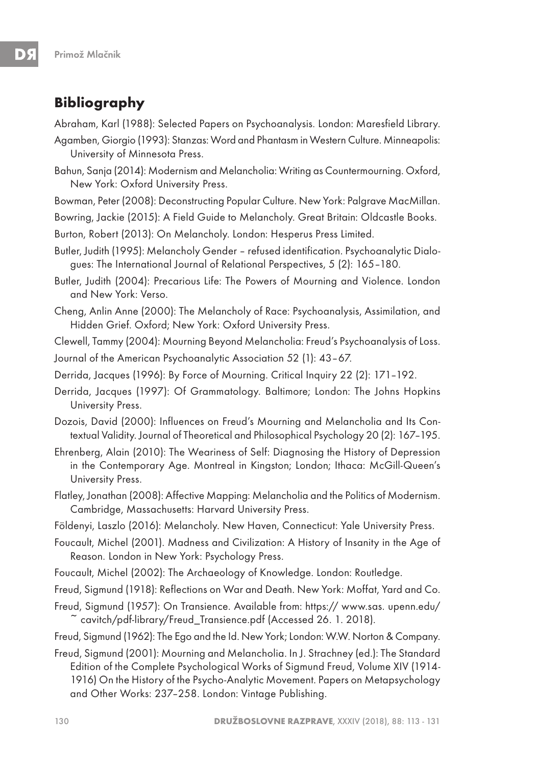## Bibliography

Abraham, Karl (1988): Selected Papers on Psychoanalysis. London: Maresfield Library.

Agamben, Giorgio (1993): Stanzas: Word and Phantasm in Western Culture. Minneapolis: University of Minnesota Press.

Bahun, Sanja (2014): Modernism and Melancholia: Writing as Countermourning. Oxford, New York: Oxford University Press.

Bowman, Peter (2008): Deconstructing Popular Culture. New York: Palgrave MacMillan.

Bowring, Jackie (2015): A Field Guide to Melancholy. Great Britain: Oldcastle Books.

Burton, Robert (2013): On Melancholy. London: Hesperus Press Limited.

Butler, Judith (1995): Melancholy Gender – refused identification. Psychoanalytic Dialogues: The International Journal of Relational Perspectives, 5 (2): 165–180.

Butler, Judith (2004): Precarious Life: The Powers of Mourning and Violence. London and New York: Verso.

Cheng, Anlin Anne (2000): The Melancholy of Race: Psychoanalysis, Assimilation, and Hidden Grief. Oxford; New York: Oxford University Press.

Clewell, Tammy (2004): Mourning Beyond Melancholia: Freud's Psychoanalysis of Loss.

Journal of the American Psychoanalytic Association 52 (1): 43–67.

Derrida, Jacques (1996): By Force of Mourning. Critical Inquiry 22 (2): 171–192.

Derrida, Jacques (1997): Of Grammatology. Baltimore; London: The Johns Hopkins University Press.

Dozois, David (2000): Influences on Freud's Mourning and Melancholia and Its Contextual Validity. Journal of Theoretical and Philosophical Psychology 20 (2): 167–195.

Ehrenberg, Alain (2010): The Weariness of Self: Diagnosing the History of Depression in the Contemporary Age. Montreal in Kingston; London; Ithaca: McGill-Queen's University Press.

Flatley, Jonathan (2008): Affective Mapping: Melancholia and the Politics of Modernism. Cambridge, Massachusetts: Harvard University Press.

Földenyi, Laszlo (2016): Melancholy. New Haven, Connecticut: Yale University Press.

Foucault, Michel (2001). Madness and Civilization: A History of Insanity in the Age of Reason. London in New York: Psychology Press.

Foucault, Michel (2002): The Archaeology of Knowledge. London: Routledge.

Freud, Sigmund (1918): Reflections on War and Death. New York: Moffat, Yard and Co.

Freud, Sigmund (1957): On Transience. Available from: https:// www.sas. upenn.edu/ ~ cavitch/pdf-library/Freud_Transience.pdf (Accessed 26. 1. 2018).

Freud, Sigmund (1962): The Ego and the Id. New York; London: W.W. Norton & Company.

Freud, Sigmund (2001): Mourning and Melancholia. In J. Strachney (ed.): The Standard Edition of the Complete Psychological Works of Sigmund Freud, Volume XIV (1914-1916) On the History of the Psycho-Analytic Movement. Papers on Metapsychology and Other Works: 237–258. London: Vintage Publishing.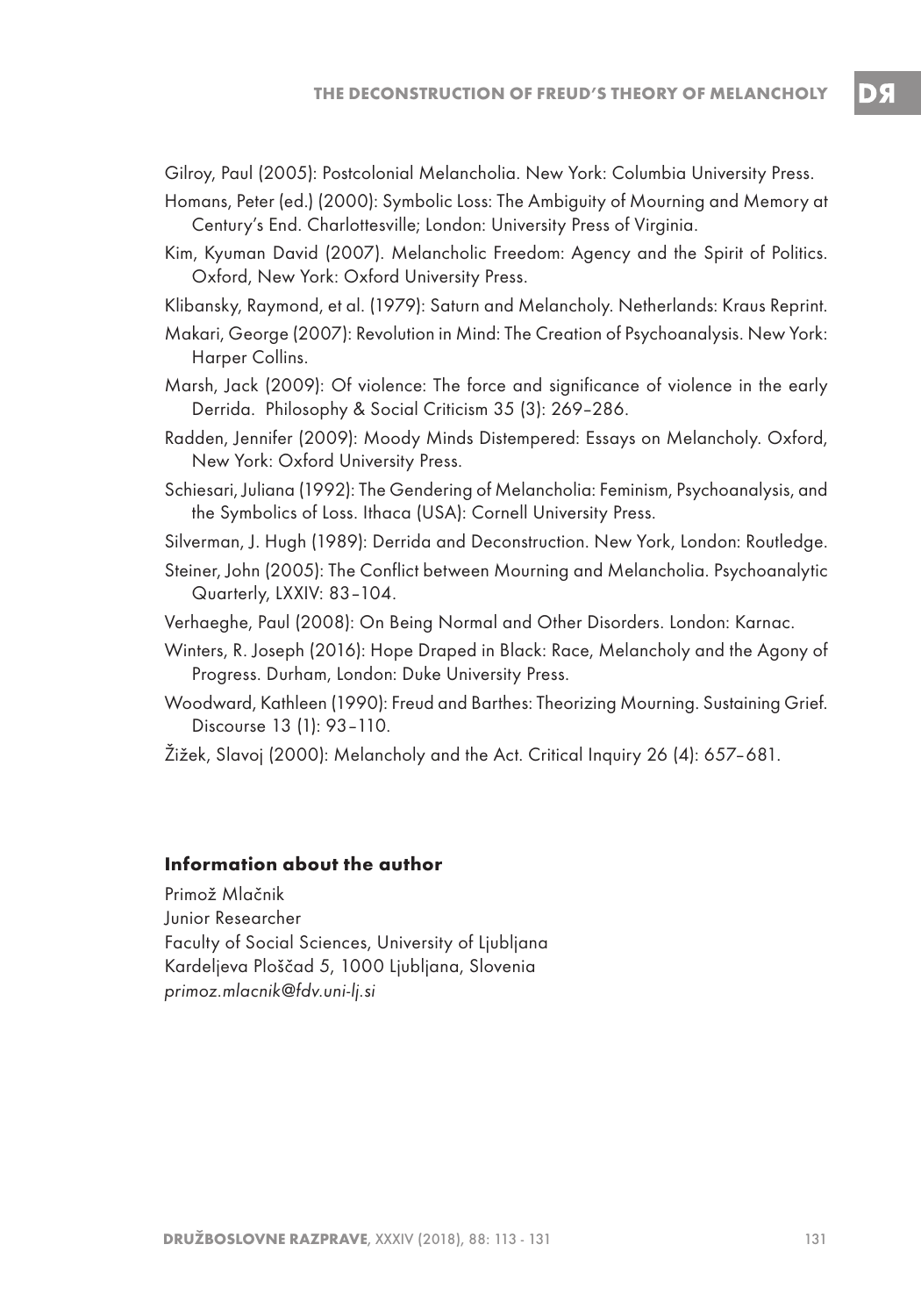Gilroy, Paul (2005): Postcolonial Melancholia. New York: Columbia University Press.

Homans, Peter (ed.) (2000): Symbolic Loss: The Ambiguity of Mourning and Memory at Century's End. Charlottesville; London: University Press of Virginia.

Kim, Kyuman David (2007). Melancholic Freedom: Agency and the Spirit of Politics. Oxford, New York: Oxford University Press.

Klibansky, Raymond, et al. (1979): Saturn and Melancholy. Netherlands: Kraus Reprint.

Makari, George (2007): Revolution in Mind: The Creation of Psychoanalysis. New York: Harper Collins.

Marsh, Jack (2009): Of violence: The force and significance of violence in the early Derrida. Philosophy & Social Criticism 35 (3): 269–286.

Radden, Jennifer (2009): Moody Minds Distempered: Essays on Melancholy. Oxford, New York: Oxford University Press.

Schiesari, Juliana (1992): The Gendering of Melancholia: Feminism, Psychoanalysis, and the Symbolics of Loss. Ithaca (USA): Cornell University Press.

Silverman, J. Hugh (1989): Derrida and Deconstruction. New York, London: Routledge.

Steiner, John (2005): The Conflict between Mourning and Melancholia. Psychoanalytic Quarterly, LXXIV: 83–104.

Verhaeghe, Paul (2008): On Being Normal and Other Disorders. London: Karnac.

Winters, R. Joseph (2016): Hope Draped in Black: Race, Melancholy and the Agony of Progress. Durham, London: Duke University Press.

Woodward, Kathleen (1990): Freud and Barthes: Theorizing Mourning. Sustaining Grief. Discourse 13 (1): 93–110.

Žižek, Slavoj (2000): Melancholy and the Act. Critical Inquiry 26 (4): 657–681.

## Information about the author

Primož Mlačnik
Junior Researcher
Faculty of Social Sciences, University of Ljubljana
Kardeljeva Ploščad 5, 1000 Ljubljana, Slovenia
*primoz.mlacnik@fdv.uni-lj.si*